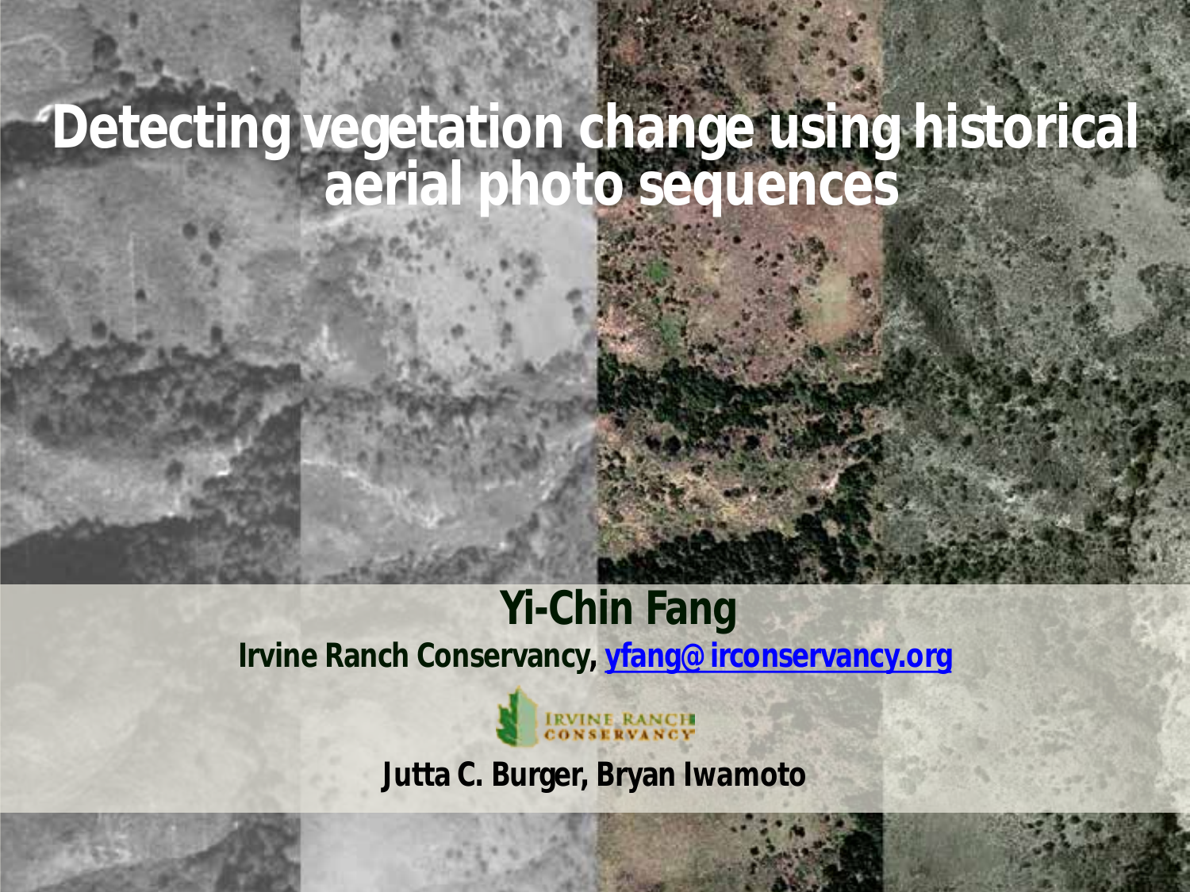# Detecting vegetation change using historical aerial photo sequences

**Yi-Chin Fang**

**Irvine Ranch Conservancy, yfang@irconservancy.org**

**Jutta C. Burger, Bryan Iwamoto**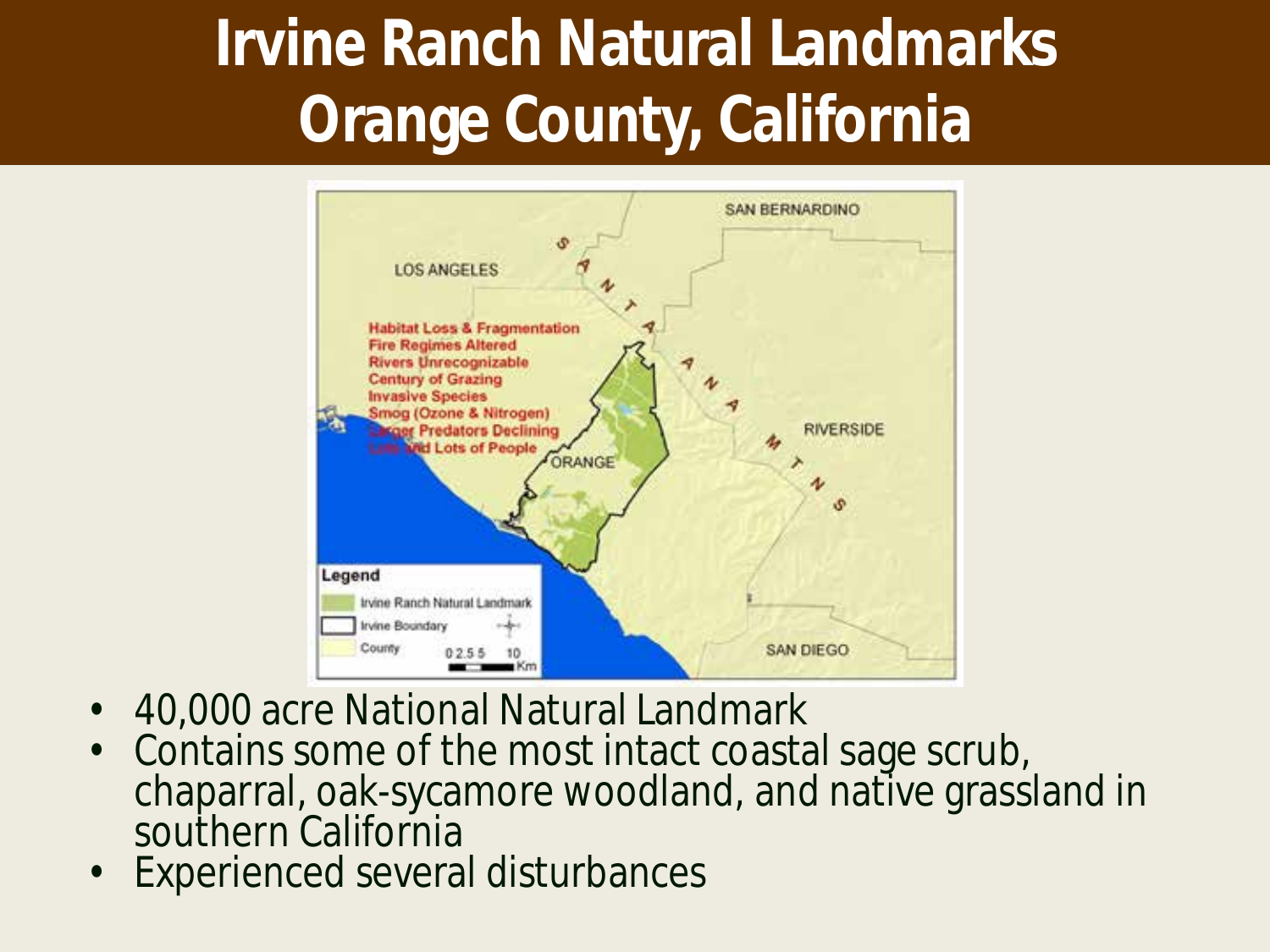# Irvine Ranch Natural Landmarks Orange County, California

- 40,000 acre National Natural Landmark
- Contains some of the most intact coastal sage scrub, chaparral, oak-sycamore woodland, and native grassland in southern California
- Experienced several disturbances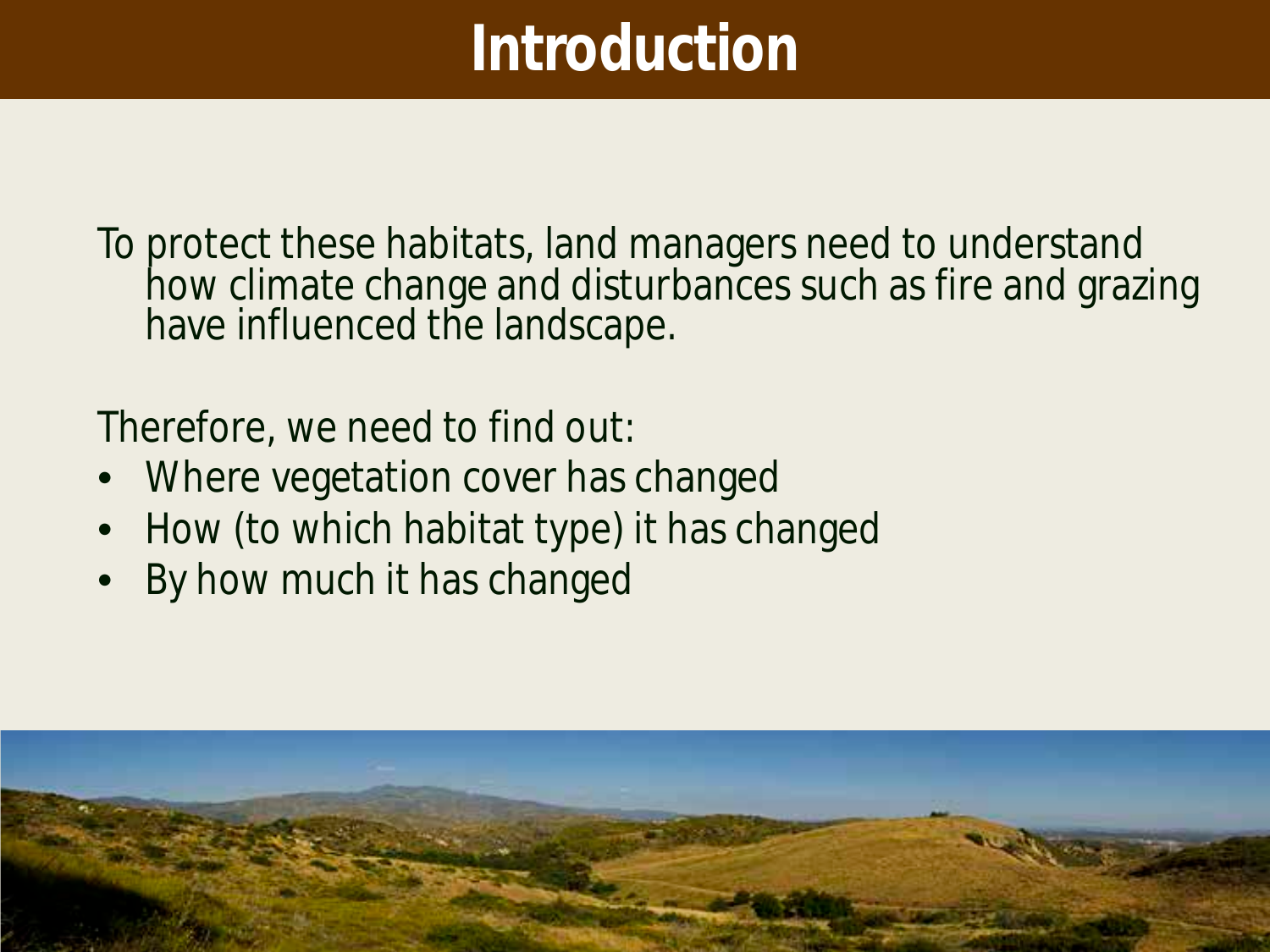# Introduction

To protect these habitats, land managers need to understand how climate change and disturbances such as fire and grazing have influenced the landscape.

Therefore, we need to find out:

- Where vegetation cover has changed
- How (to which habitat type) it has changed
- By how much it has changed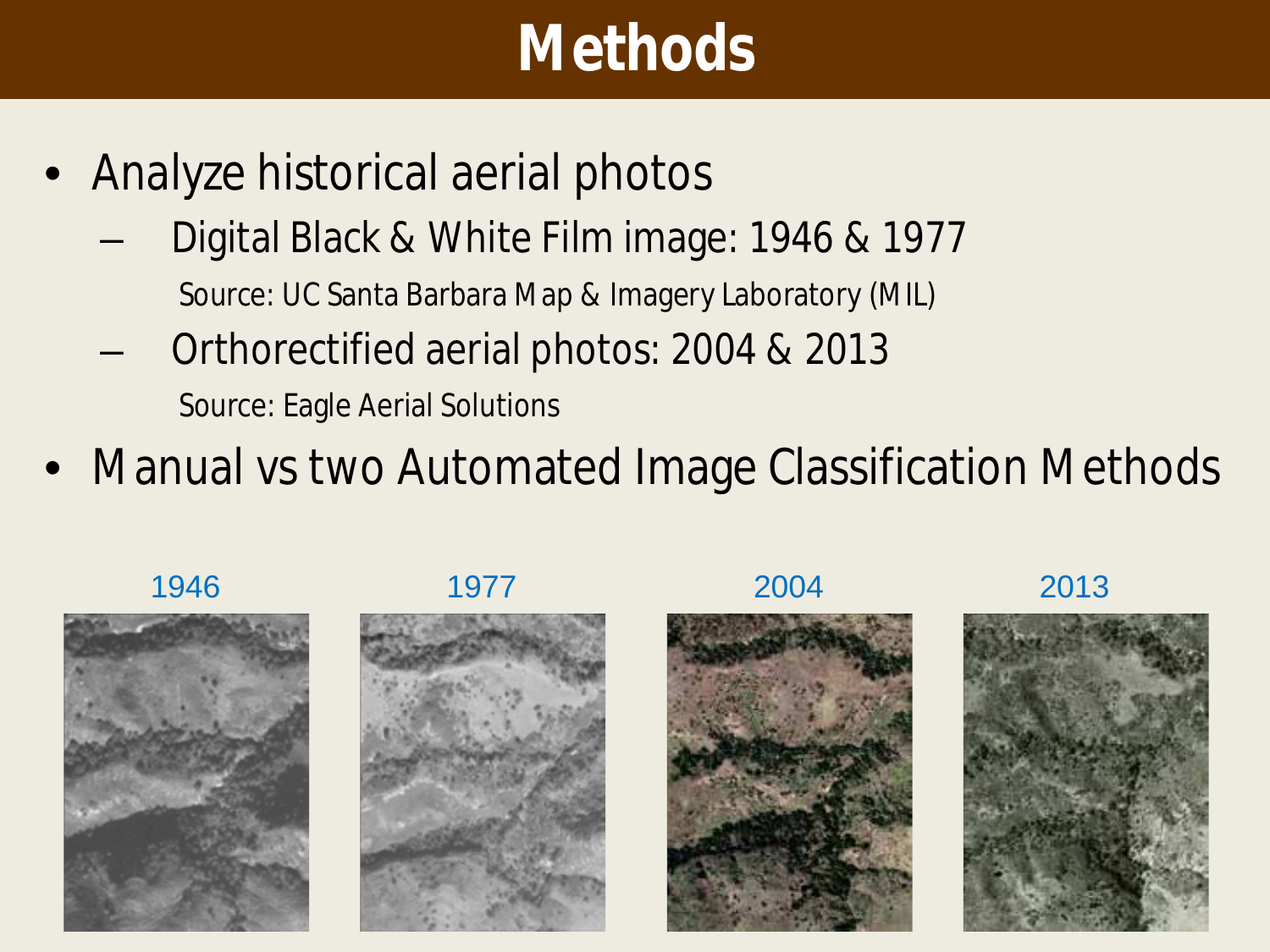# Methods

- Analyze historical aerial photos
  - Digital Black & White Film image: 1946 & 1977
    Source: UC Santa Barbara Map & Imagery Laboratory (MIL)
  - Orthorectified aerial photos: 2004 & 2013
    Source: Eagle Aerial Solutions
- Manual vs two Automated Image Classification Methods

1946 | 1977 | 2004 | 2013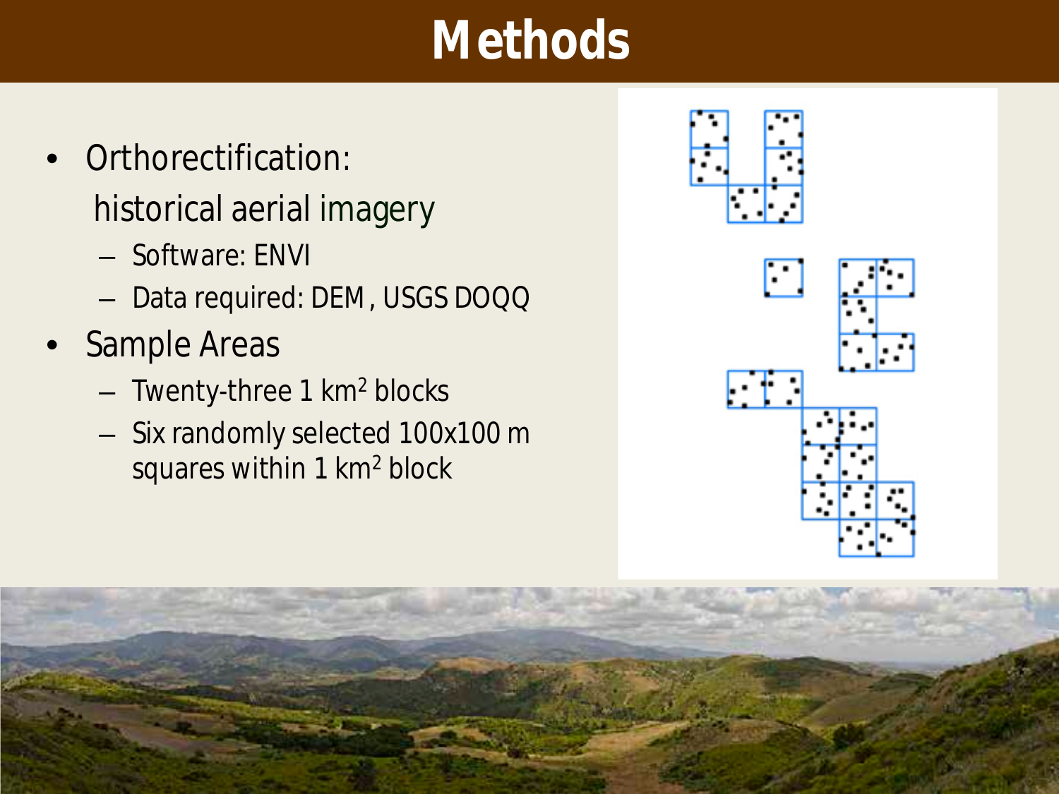# Methods

- Orthorectification:
  historical aerial imagery
  - Software: ENVI
  - Data required: DEM, USGS DOQQ
- Sample Areas
  - Twenty-three 1 $km^2$ blocks
  - Six randomly selected 100x100 m squares within 1 $km^2$ block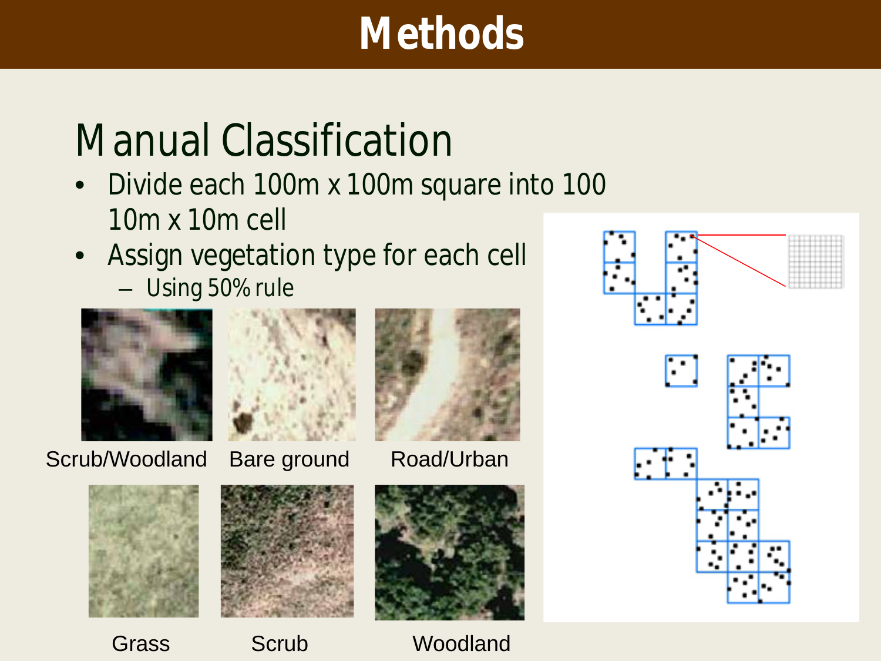# Methods

## Manual Classification

- Divide each 100m x 100m square into 100 10m x 10m cell
- Assign vegetation type for each cell
  - Using 50% rule

Scrub/Woodland

Bare ground

Road/Urban

Grass

Scrub

Woodland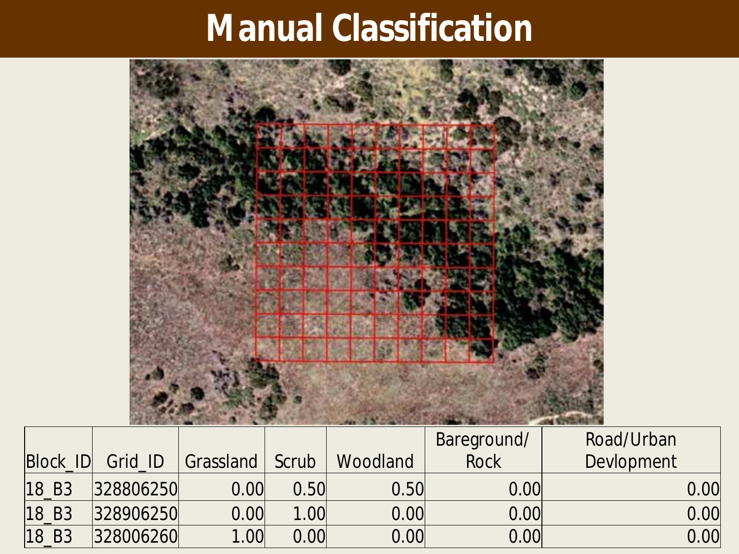# Manual Classification

| Block_ID | Grid_ID | Grassland | Scrub | Woodland | Bareground/ Rock | Road/Urban Devlopment |
|---|---|---|---|---|---|---|
| 18_B3 | 328806250 | 0.00 | 0.50 | 0.50 | 0.00 | 0.00 |
| 18_B3 | 328906250 | 0.00 | 1.00 | 0.00 | 0.00 | 0.00 |
| 18_B3 | 328006260 | 1.00 | 0.00 | 0.00 | 0.00 | 0.00 |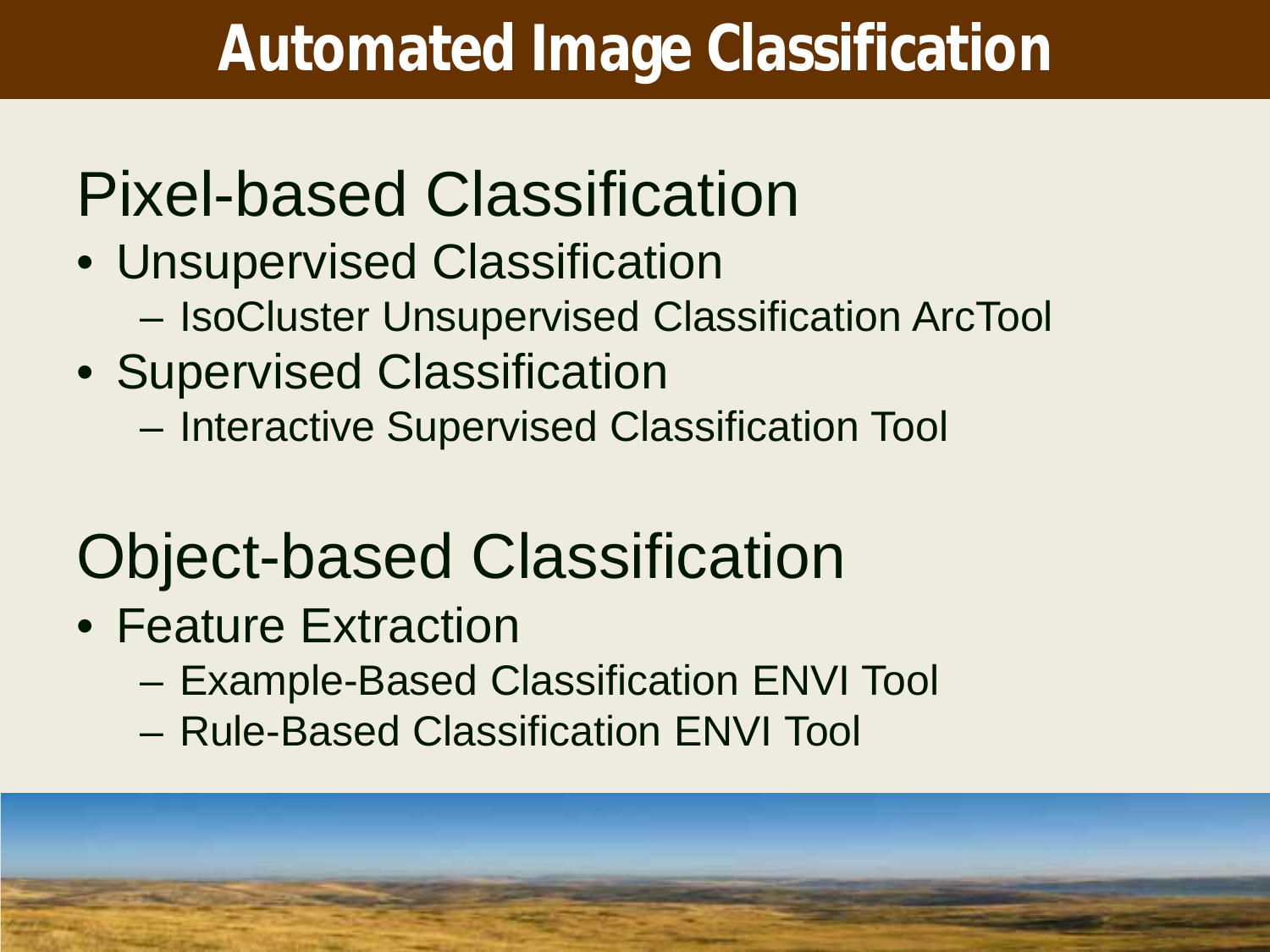# Automated Image Classification

## Pixel-based Classification

- Unsupervised Classification
  - IsoCluster Unsupervised Classification ArcTool
- Supervised Classification
  - Interactive Supervised Classification Tool

## Object-based Classification

- Feature Extraction
  - Example-Based Classification ENVI Tool
  - Rule-Based Classification ENVI Tool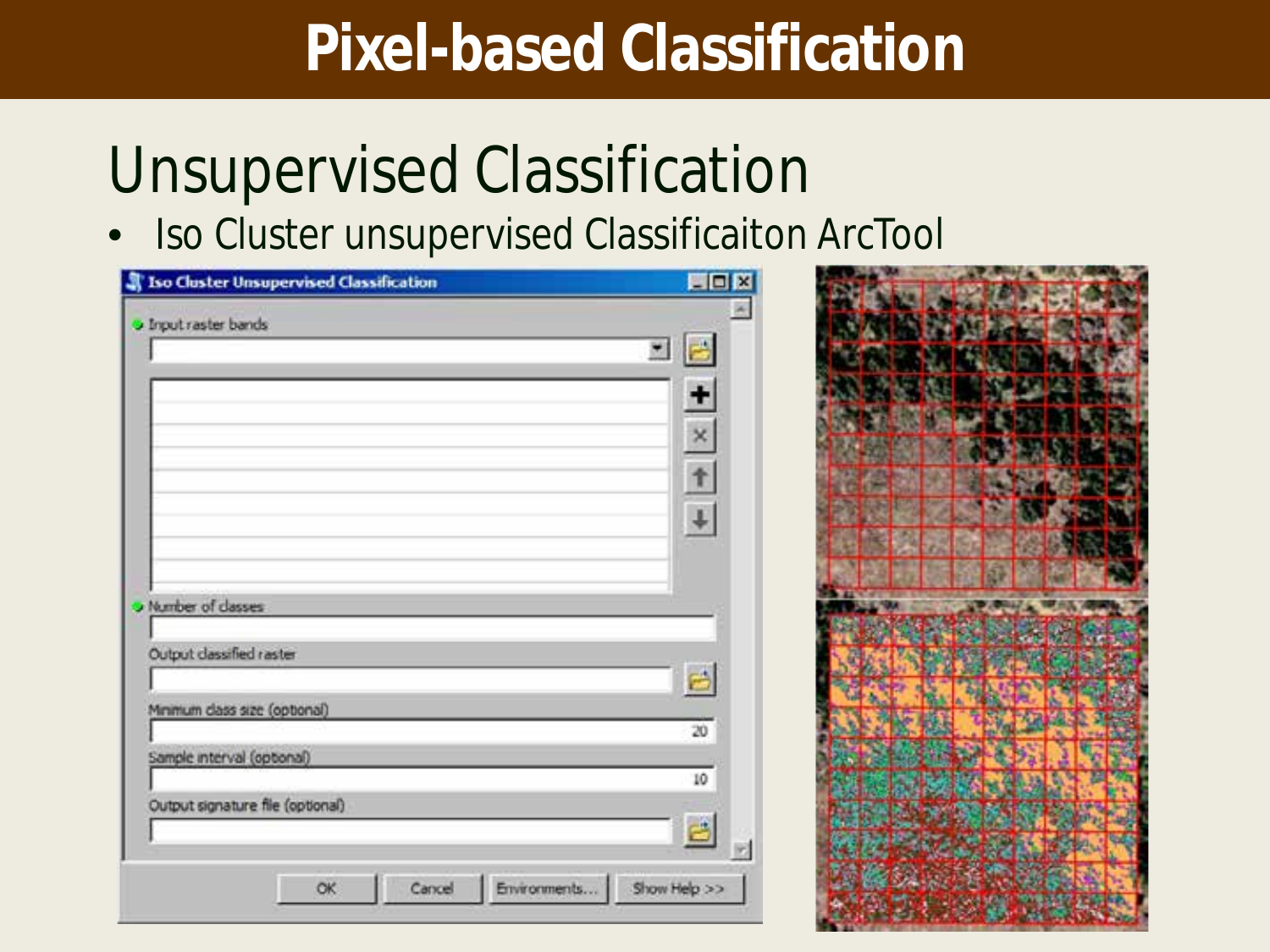# Pixel-based Classification

## Unsupervised Classification

- Iso Cluster unsupervised Classificaiton ArcTool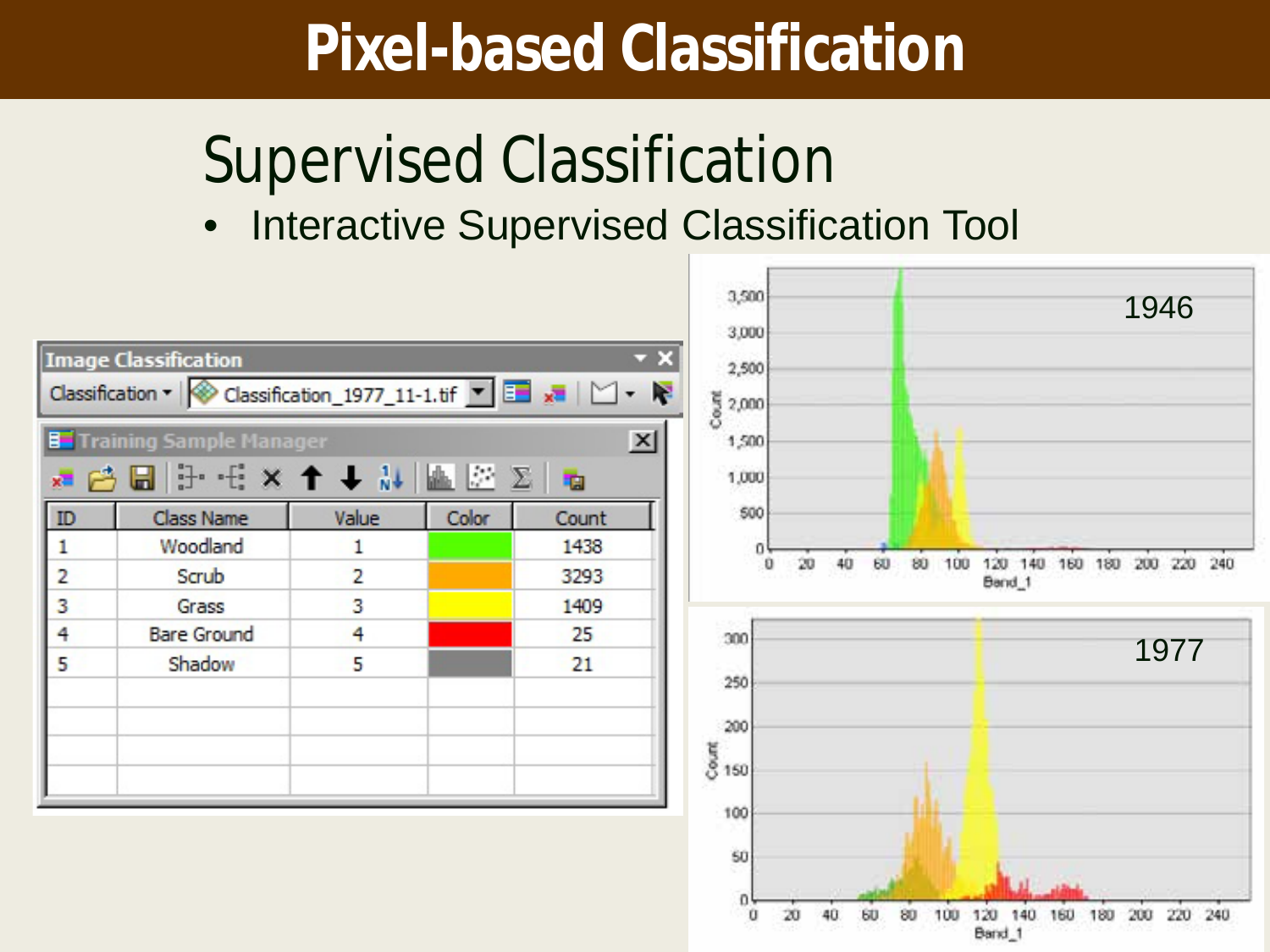# Pixel-based Classification

## Supervised Classification

- Interactive Supervised Classification Tool

**Image Classification**

Classification ▾ | Classification_1977_11-1.tif

**Training Sample Manager**

| ID | Class Name | Value | Color | Count |
|---|---|---|---|---|
| 1 | Woodland | 1 | | 1438 |
| 2 | Scrub | 2 | | 3293 |
| 3 | Grass | 3 | | 1409 |
| 4 | Bare Ground | 4 | | 25 |
| 5 | Shadow | 5 | | 21 |

1946

1977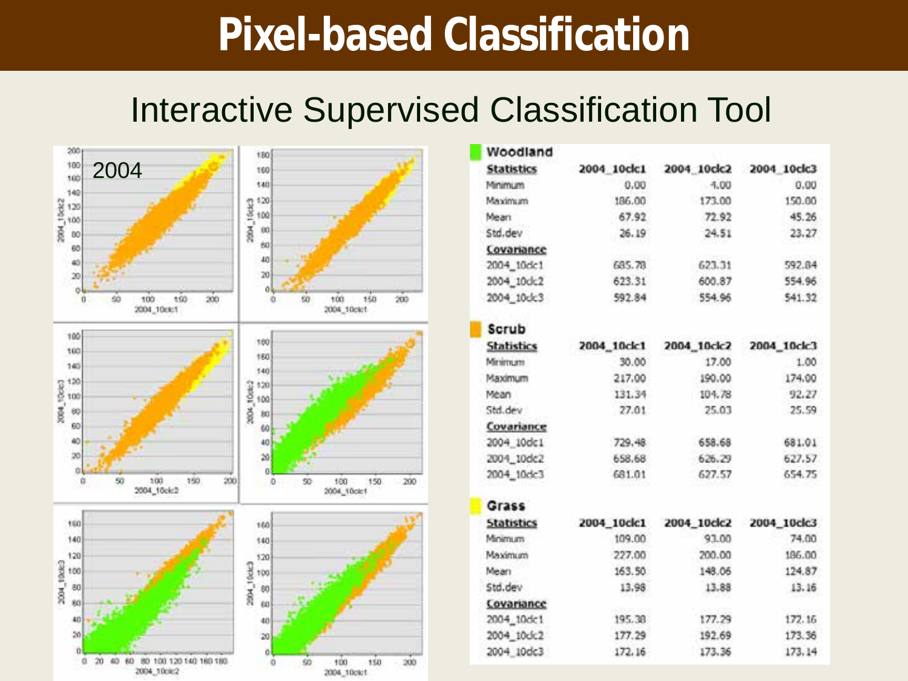# Pixel-based Classification

## Interactive Supervised Classification Tool

2004

### Woodland

| Statistics | 2004_10clc1 | 2004_10clc2 | 2004_10clc3 |
|---|---|---|---|
| Minimum | 0.00 | 4.00 | 0.00 |
| Maximum | 186.00 | 173.00 | 150.00 |
| Mean | 67.92 | 72.92 | 45.26 |
| Std.dev | 26.19 | 24.51 | 23.27 |
| **Covariance** | | | |
| 2004_10clc1 | 685.78 | 623.31 | 592.84 |
| 2004_10clc2 | 623.31 | 600.87 | 554.96 |
| 2004_10clc3 | 592.84 | 554.96 | 541.32 |

### Scrub

| Statistics | 2004_10clc1 | 2004_10clc2 | 2004_10clc3 |
|---|---|---|---|
| Minimum | 30.00 | 17.00 | 1.00 |
| Maximum | 217.00 | 190.00 | 174.00 |
| Mean | 131.34 | 104.78 | 92.27 |
| Std.dev | 27.01 | 25.03 | 25.59 |
| **Covariance** | | | |
| 2004_10clc1 | 729.48 | 658.68 | 681.01 |
| 2004_10clc2 | 658.68 | 626.29 | 627.57 |
| 2004_10clc3 | 681.01 | 627.57 | 654.75 |

### Grass

| Statistics | 2004_10clc1 | 2004_10clc2 | 2004_10clc3 |
|---|---|---|---|
| Minimum | 109.00 | 93.00 | 74.00 |
| Maximum | 227.00 | 200.00 | 186.00 |
| Mean | 163.50 | 148.06 | 124.87 |
| Std.dev | 13.98 | 13.88 | 13.16 |
| **Covariance** | | | |
| 2004_10clc1 | 195.38 | 177.29 | 172.16 |
| 2004_10clc2 | 177.29 | 192.69 | 173.36 |
| 2004_10clc3 | 172.16 | 173.36 | 173.14 |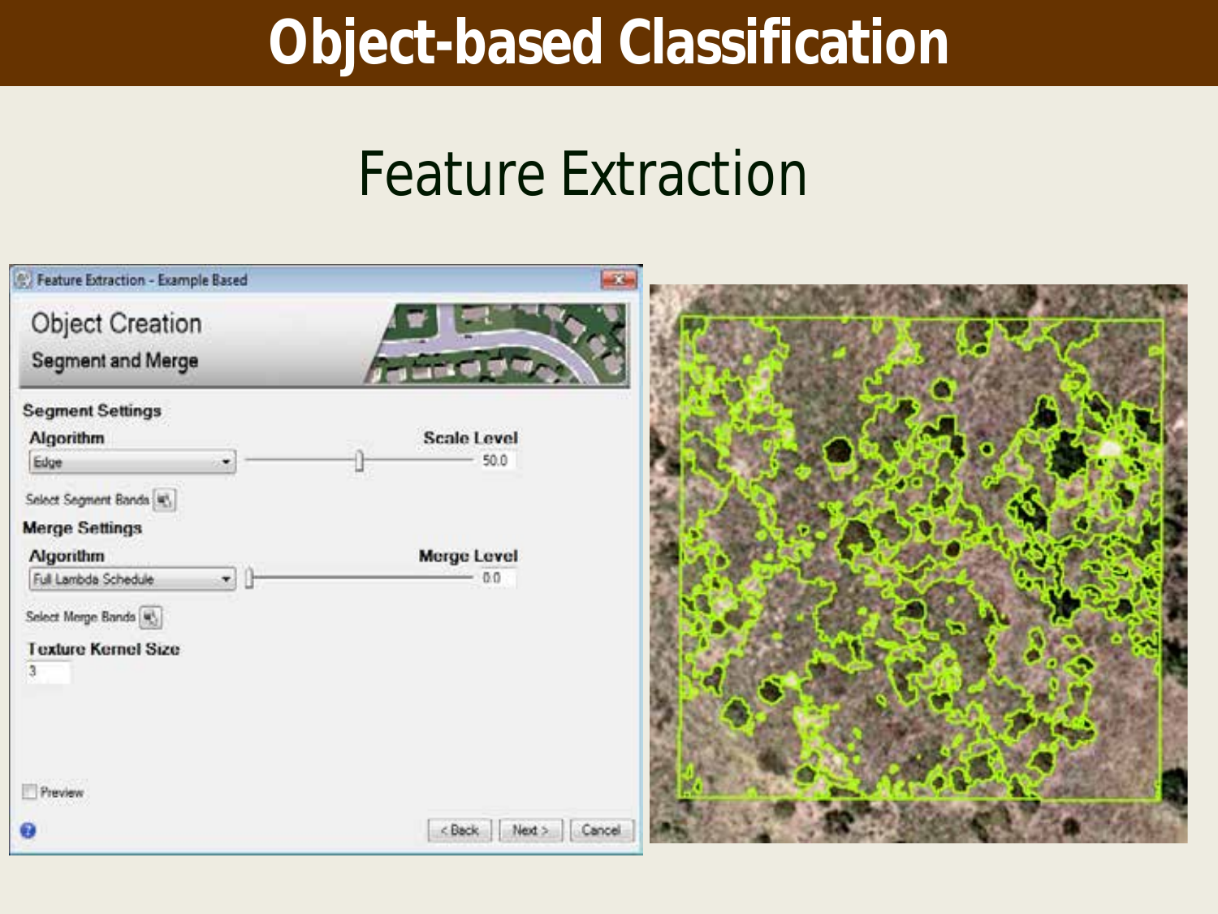# Object-based Classification

## Feature Extraction

Feature Extraction - Example Based

**Object Creation**

Segment and Merge

**Segment Settings**

Algorithm: Edge

Scale Level: 50.0

Select Segment Bands

**Merge Settings**

Algorithm: Full Lambda Schedule

Merge Level: 0.0

Select Merge Bands

Texture Kernel Size: 3

Preview

< Back | Next > | Cancel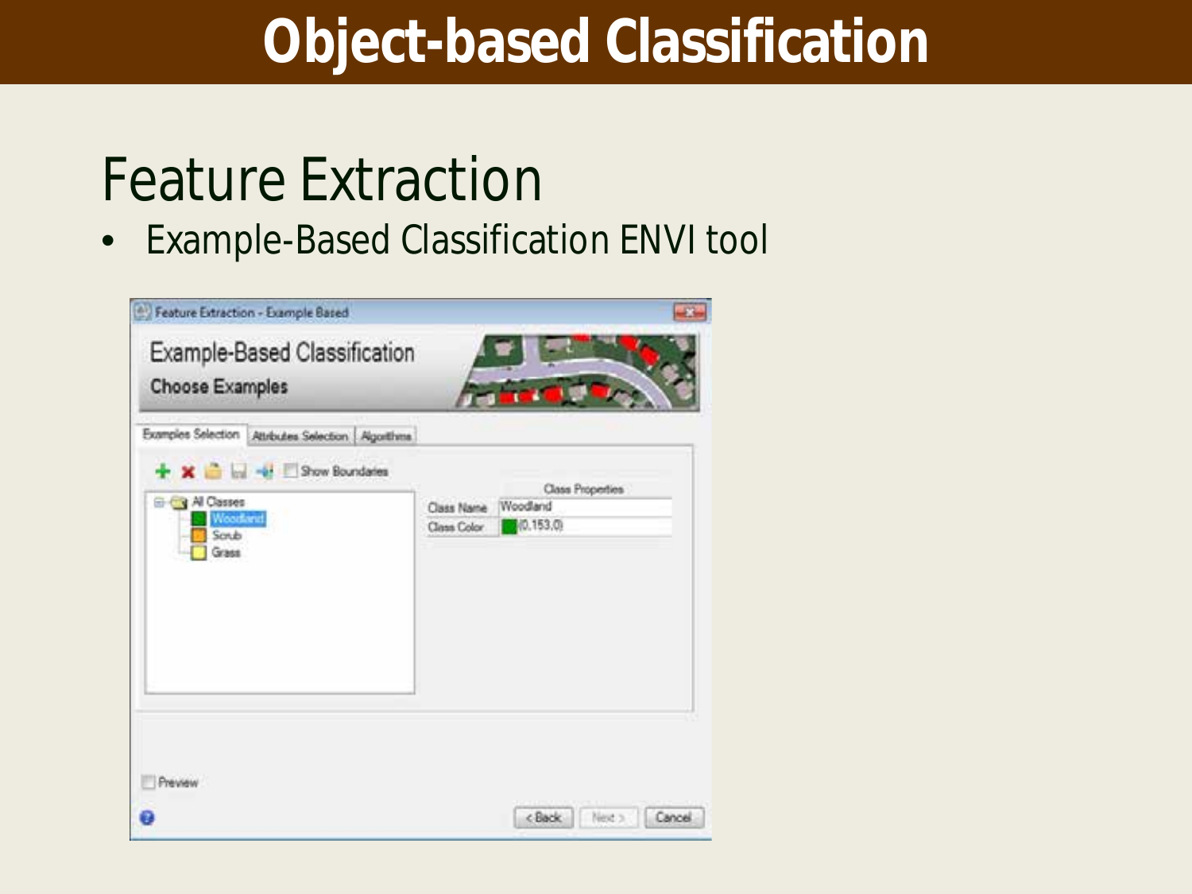# Object-based Classification

## Feature Extraction

- Example-Based Classification ENVI tool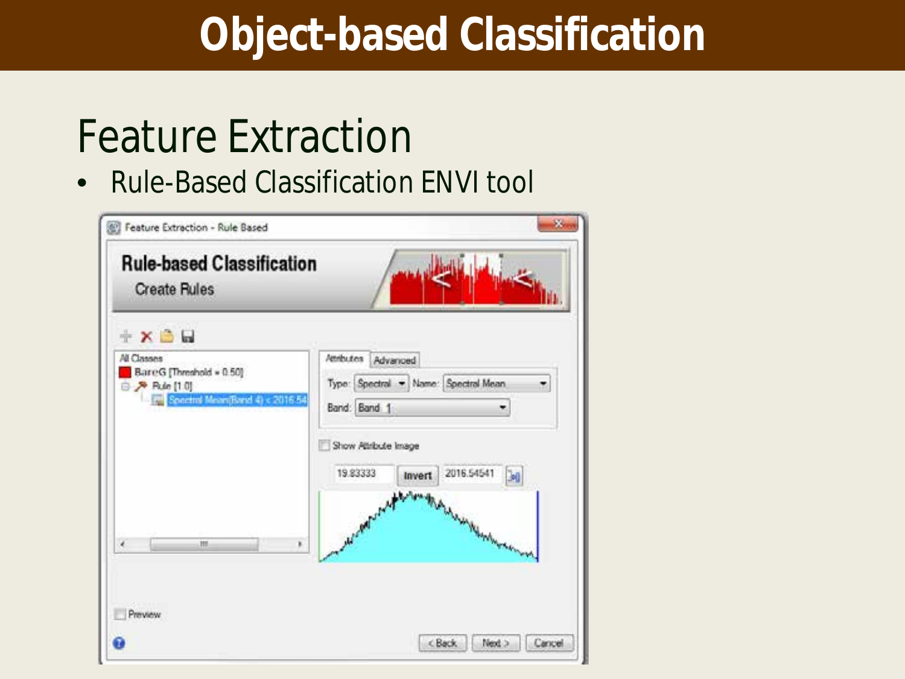# Object-based Classification

## Feature Extraction

- Rule-Based Classification ENVI tool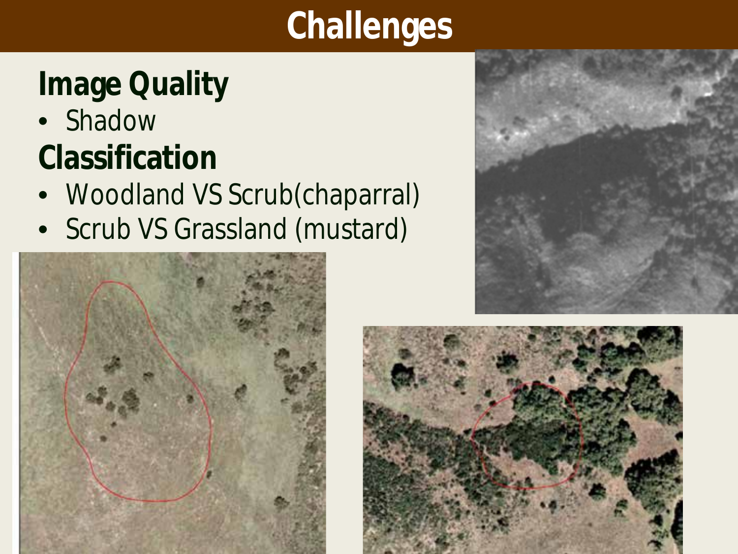# Challenges

## Image Quality

- Shadow

## Classification

- Woodland VS Scrub(chaparral)
- Scrub VS Grassland (mustard)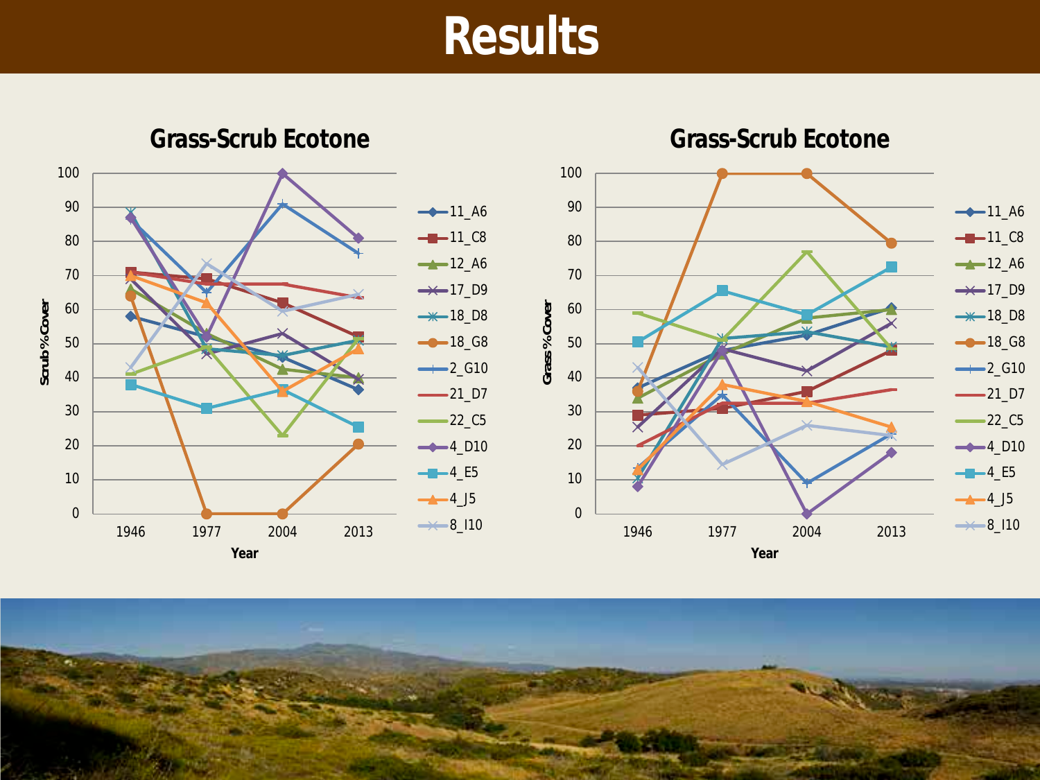# Results

## Grass-Scrub Ecotone

Scrub % Cover

Year: 1946, 1977, 2004, 2013

Legend: 11_A6, 11_C8, 12_A6, 17_D9, 18_D8, 18_G8, 2_G10, 21_D7, 22_C5, 4_D10, 4_E5, 4_J5, 8_I10

## Grass-Scrub Ecotone

Grass % Cover

Year: 1946, 1977, 2004, 2013

Legend: 11_A6, 11_C8, 12_A6, 17_D9, 18_D8, 18_G8, 2_G10, 21_D7, 22_C5, 4_D10, 4_E5, 4_J5, 8_I10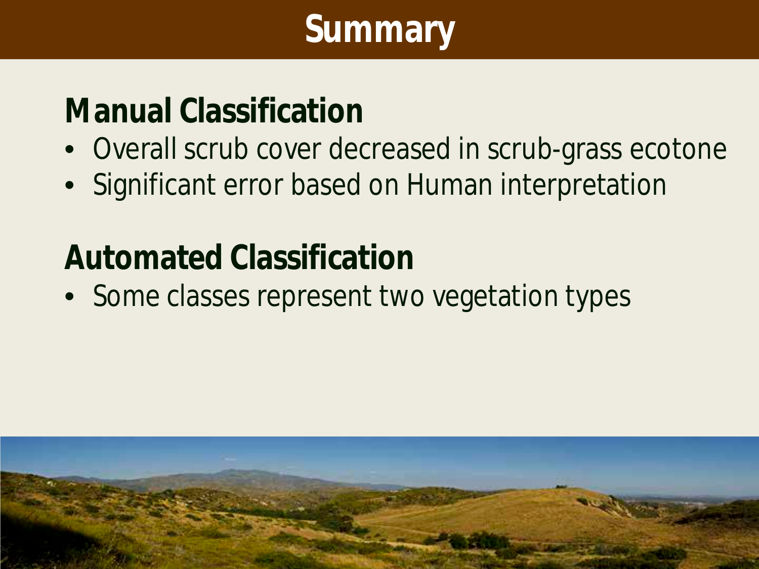# Summary

## Manual Classification

- Overall scrub cover decreased in scrub-grass ecotone
- Significant error based on Human interpretation

## Automated Classification

- Some classes represent two vegetation types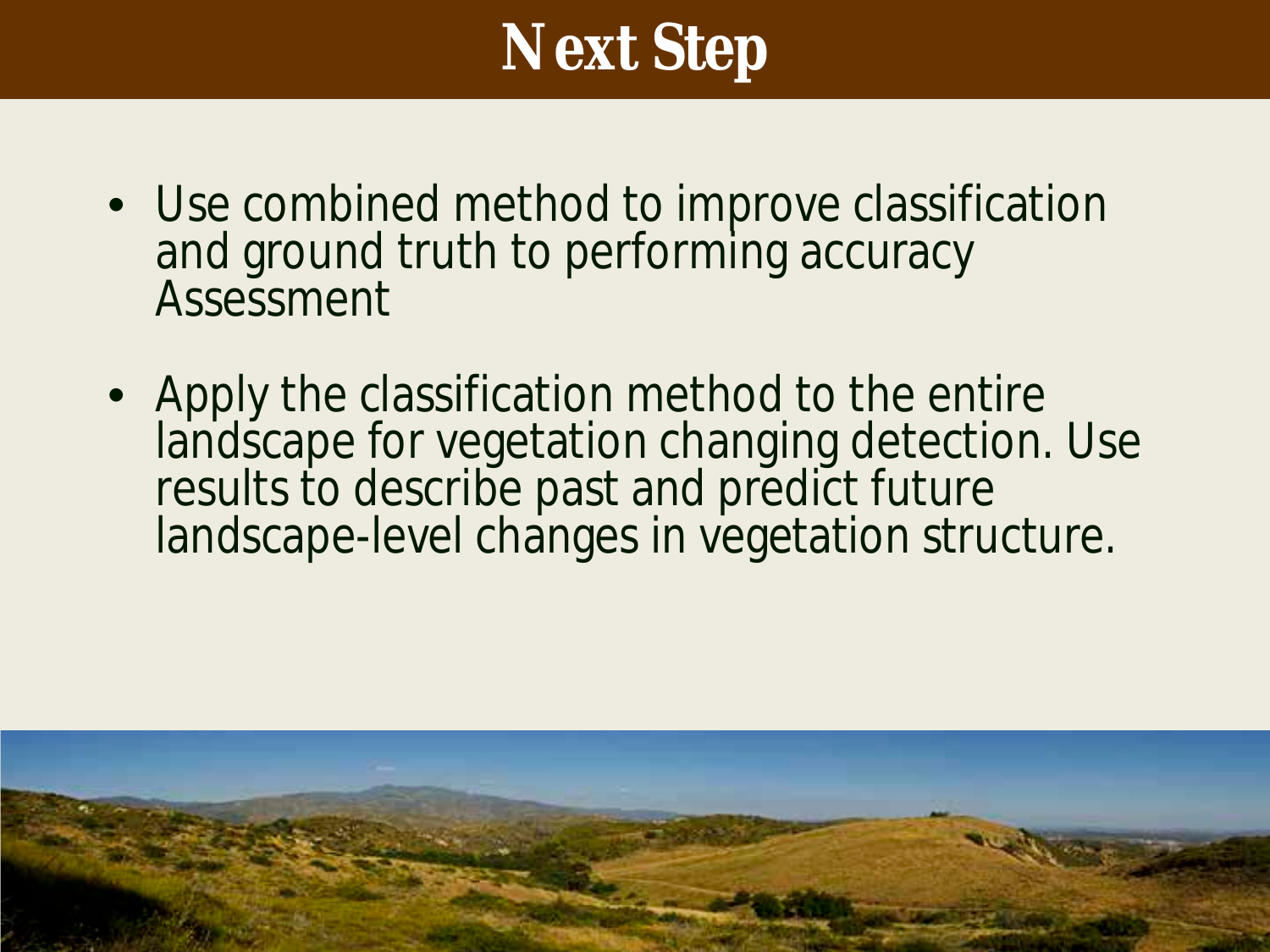# Next Step

- Use combined method to improve classification and ground truth to performing accuracy Assessment
- Apply the classification method to the entire landscape for vegetation changing detection. Use results to describe past and predict future landscape-level changes in vegetation structure.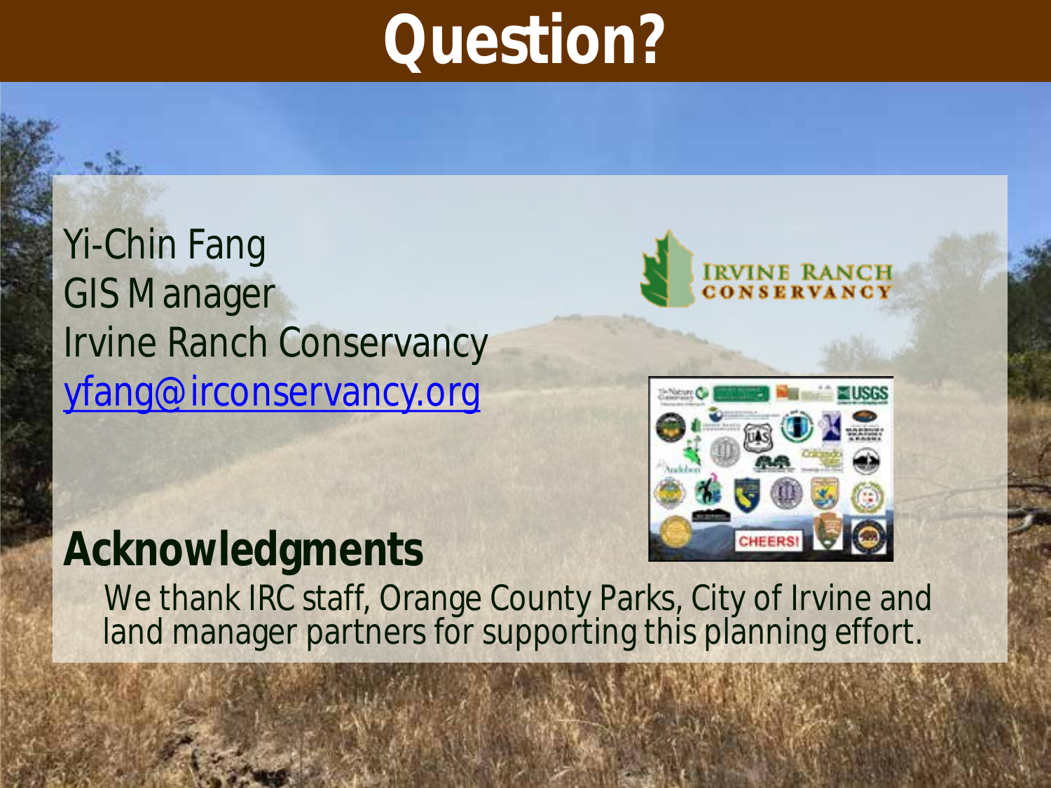# Question?

Yi-Chin Fang
GIS Manager
Irvine Ranch Conservancy
yfang@irconservancy.org

## Acknowledgments

We thank IRC staff, Orange County Parks, City of Irvine and land manager partners for supporting this planning effort.